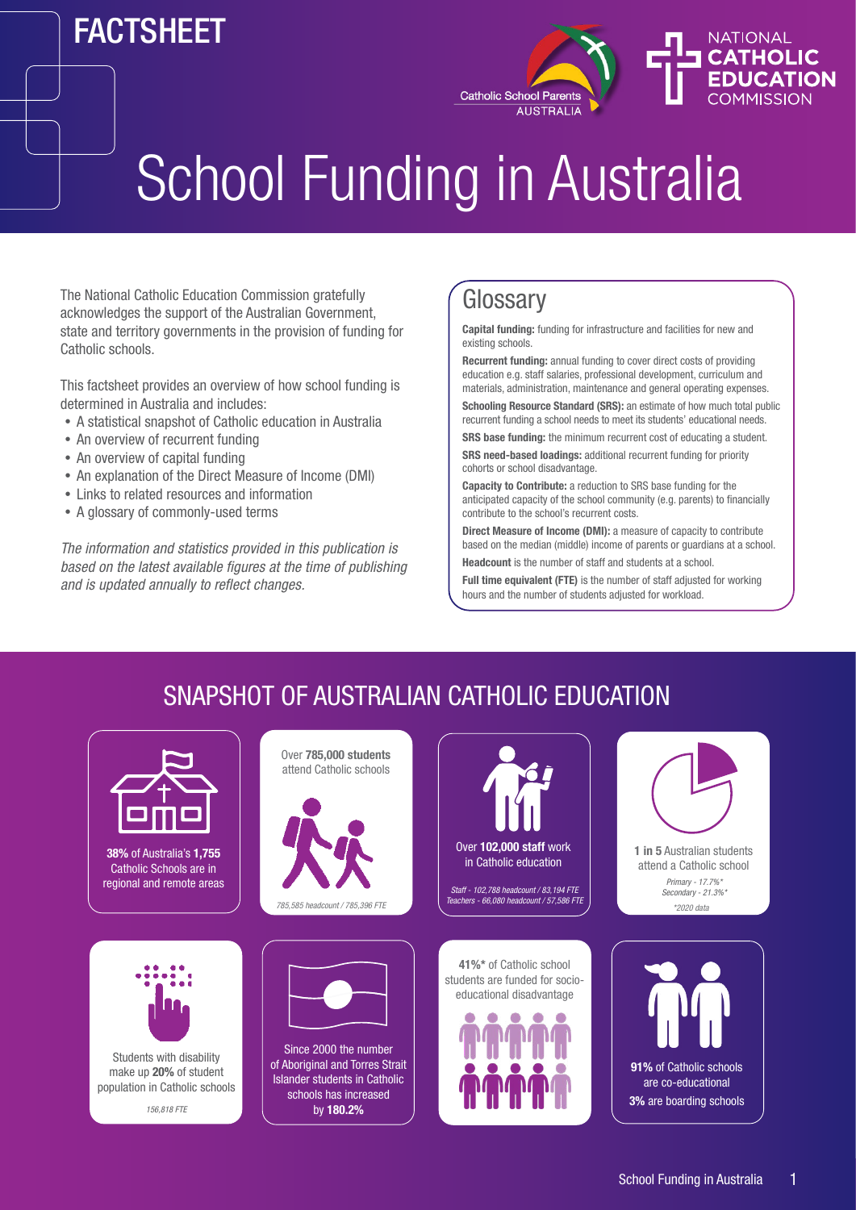FACTSHEET

Catholic School Parents AUSTRALIA

NATIONAL CATHOLIC EDUCATION COMMISSION

# School Funding in Australia

The National Catholic Education Commission gratefully acknowledges the support of the Australian Government, state and territory governments in the provision of funding for Catholic schools.

This factsheet provides an overview of how school funding is determined in Australia and includes:

- A statistical snapshot of Catholic education in Australia
- An overview of recurrent funding
- An overview of capital funding
- An explanation of the Direct Measure of Income (DMI)
- Links to related resources and information
- A glossary of commonly-used terms

*The information and statistics provided in this publication is based on the latest available figures at the time of publishing and is updated annually to reflect changes.*

## Glossary

**Capital funding:** funding for infrastructure and facilities for new and existing schools.

**Recurrent funding:** annual funding to cover direct costs of providing education e.g. staff salaries, professional development, curriculum and materials, administration, maintenance and general operating expenses.

**Schooling Resource Standard (SRS):** an estimate of how much total public recurrent funding a school needs to meet its students' educational needs.

**SRS base funding:** the minimum recurrent cost of educating a student.

**SRS need-based loadings:** additional recurrent funding for priority cohorts or school disadvantage.

**Capacity to Contribute:** a reduction to SRS base funding for the anticipated capacity of the school community (e.g. parents) to financially contribute to the school's recurrent costs.

**Direct Measure of Income (DMI):** a measure of capacity to contribute based on the median (middle) income of parents or guardians at a school.

**Headcount** is the number of staff and students at a school.

**Full time equivalent (FTE)** is the number of staff adjusted for working hours and the number of students adjusted for workload.

## SNAPSHOT OF AUSTRALIAN CATHOLIC EDUCATION

**38%** of Australia's **1,755** Catholic Schools are in regional and remote areas

Over **785,000 students** attend Catholic schools

*785,585 headcount / 785,396 FTE*

Over **102,000 staff** work in Catholic education

*Staff - 102,788 headcount / 83,194 FTE*
*Teachers - 66,080 headcount / 57,586 FTE*

**1 in 5** Australian students attend a Catholic school

*Primary - 17.7%\**
*Secondary - 21.3%\**
*\*2020 data*

Students with disability make up **20%** of student population in Catholic schools

*156,818 FTE*

Since 2000 the number of Aboriginal and Torres Strait Islander students in Catholic schools has increased by **180.2%**

**41%\*** of Catholic school students are funded for socio-educational disadvantage

**91%** of Catholic schools are co-educational

**3%** are boarding schools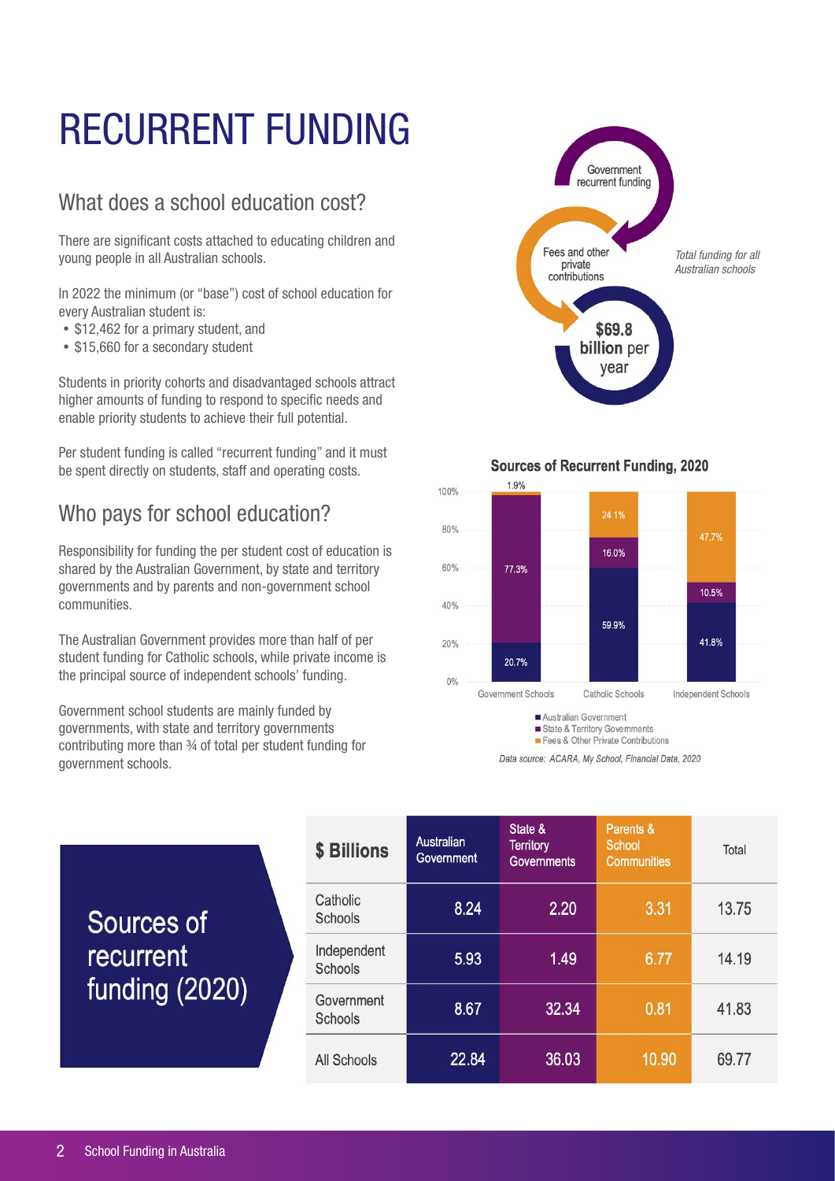# RECURRENT FUNDING

## What does a school education cost?

There are significant costs attached to educating children and young people in all Australian schools.

In 2022 the minimum (or "base") cost of school education for every Australian student is:

- $12,462 for a primary student, and
- $15,660 for a secondary student

Students in priority cohorts and disadvantaged schools attract higher amounts of funding to respond to specific needs and enable priority students to achieve their full potential.

Per student funding is called "recurrent funding" and it must be spent directly on students, staff and operating costs.

## Who pays for school education?

Responsibility for funding the per student cost of education is shared by the Australian Government, by state and territory governments and by parents and non-government school communities.

The Australian Government provides more than half of per student funding for Catholic schools, while private income is the principal source of independent schools' funding.

Government school students are mainly funded by governments, with state and territory governments contributing more than ¾ of total per student funding for government schools.

Government recurrent funding

Fees and other private contributions

**$69.8 billion** per year

*Total funding for all Australian schools*

**Sources of Recurrent Funding, 2020**

| | Australian Government | State & Territory Governments | Fees & Other Private Contributions |
|---|---|---|---|
| Government Schools | 20.7% | 77.3% | 1.9% |
| Catholic Schools | 59.9% | 16.0% | 24.1% |
| Independent Schools | 41.8% | 10.5% | 47.7% |

*Data source: ACARA, My School, Financial Data, 2020*

## Sources of recurrent funding (2020)

| $ Billions | Australian Government | State & Territory Governments | Parents & School Communities | Total |
|---|---|---|---|---|
| Catholic Schools | 8.24 | 2.20 | 3.31 | 13.75 |
| Independent Schools | 5.93 | 1.49 | 6.77 | 14.19 |
| Government Schools | 8.67 | 32.34 | 0.81 | 41.83 |
| All Schools | 22.84 | 36.03 | 10.90 | 69.77 |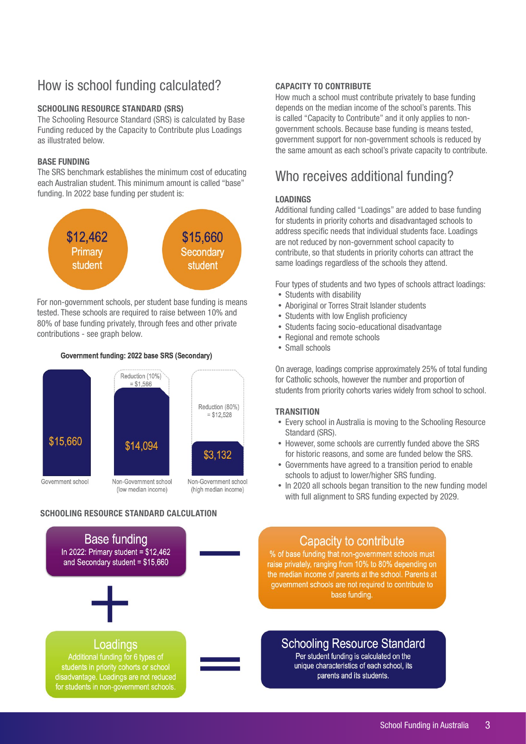## How is school funding calculated?

**SCHOOLING RESOURCE STANDARD (SRS)**

The Schooling Resource Standard (SRS) is calculated by Base Funding reduced by the Capacity to Contribute plus Loadings as illustrated below.

**BASE FUNDING**

The SRS benchmark establishes the minimum cost of educating each Australian student. This minimum amount is called "base" funding. In 2022 base funding per student is:

- **$12,462** Primary student
- **$15,660** Secondary student

For non-government schools, per student base funding is means tested. These schools are required to raise between 10% and 80% of base funding privately, through fees and other private contributions - see graph below.

**Government funding: 2022 base SRS (Secondary)**

| | Government school | Non-Government school (low median income) | Non-Government school (high median income) |
|---|---|---|---|
| Government funding | $15,660 | $14,094 | $3,132 |
| Reduction | | Reduction (10%) = $1,566 | Reduction (80%) = $12,528 |

**SCHOOLING RESOURCE STANDARD CALCULATION**

**Base funding**
In 2022: Primary student = $12,462 and Secondary student = $15,660

−

**Capacity to contribute**
% of base funding that non-government schools must raise privately, ranging from 10% to 80% depending on the median income of parents at the school. Parents at government schools are not required to contribute to base funding.

+

**Loadings**
Additional funding for 6 types of students in priority cohorts or school disadvantage. Loadings are not reduced for students in non-government schools.

=

**Schooling Resource Standard**
Per student funding is calculated on the unique characteristics of each school, its parents and its students.

**CAPACITY TO CONTRIBUTE**

How much a school must contribute privately to base funding depends on the median income of the school's parents. This is called "Capacity to Contribute" and it only applies to non-government schools. Because base funding is means tested, government support for non-government schools is reduced by the same amount as each school's private capacity to contribute.

## Who receives additional funding?

**LOADINGS**

Additional funding called "Loadings" are added to base funding for students in priority cohorts and disadvantaged schools to address specific needs that individual students face. Loadings are not reduced by non-government school capacity to contribute, so that students in priority cohorts can attract the same loadings regardless of the schools they attend.

Four types of students and two types of schools attract loadings:

- Students with disability
- Aboriginal or Torres Strait Islander students
- Students with low English proficiency
- Students facing socio-educational disadvantage
- Regional and remote schools
- Small schools

On average, loadings comprise approximately 25% of total funding for Catholic schools, however the number and proportion of students from priority cohorts varies widely from school to school.

**TRANSITION**

- Every school in Australia is moving to the Schooling Resource Standard (SRS).
- However, some schools are currently funded above the SRS for historic reasons, and some are funded below the SRS.
- Governments have agreed to a transition period to enable schools to adjust to lower/higher SRS funding.
- In 2020 all schools began transition to the new funding model with full alignment to SRS funding expected by 2029.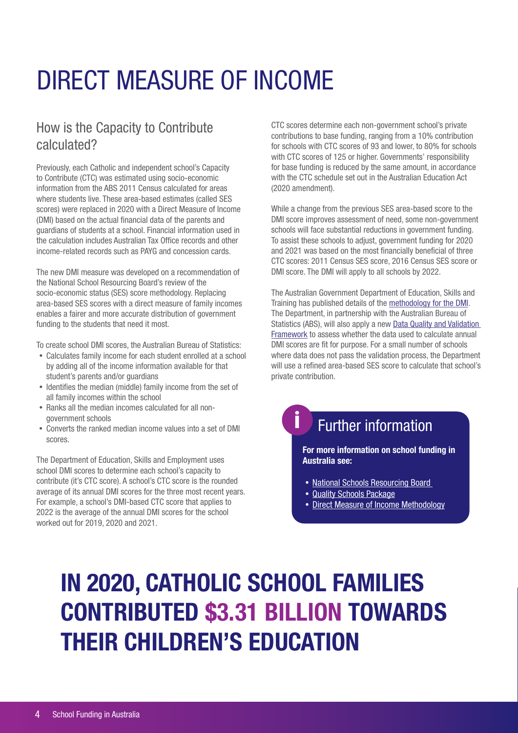# DIRECT MEASURE OF INCOME

## How is the Capacity to Contribute calculated?

Previously, each Catholic and independent school's Capacity to Contribute (CTC) was estimated using socio-economic information from the ABS 2011 Census calculated for areas where students live. These area-based estimates (called SES scores) were replaced in 2020 with a Direct Measure of Income (DMI) based on the actual financial data of the parents and guardians of students at a school. Financial information used in the calculation includes Australian Tax Office records and other income-related records such as PAYG and concession cards.

The new DMI measure was developed on a recommendation of the National School Resourcing Board's review of the socio-economic status (SES) score methodology. Replacing area-based SES scores with a direct measure of family incomes enables a fairer and more accurate distribution of government funding to the students that need it most.

To create school DMI scores, the Australian Bureau of Statistics:

- Calculates family income for each student enrolled at a school by adding all of the income information available for that student's parents and/or guardians
- Identifies the median (middle) family income from the set of all family incomes within the school
- Ranks all the median incomes calculated for all non-government schools
- Converts the ranked median income values into a set of DMI scores.

The Department of Education, Skills and Employment uses school DMI scores to determine each school's capacity to contribute (it's CTC score). A school's CTC score is the rounded average of its annual DMI scores for the three most recent years. For example, a school's DMI-based CTC score that applies to 2022 is the average of the annual DMI scores for the school worked out for 2019, 2020 and 2021.

CTC scores determine each non-government school's private contributions to base funding, ranging from a 10% contribution for schools with CTC scores of 93 and lower, to 80% for schools with CTC scores of 125 or higher. Governments' responsibility for base funding is reduced by the same amount, in accordance with the CTC schedule set out in the Australian Education Act (2020 amendment).

While a change from the previous SES area-based score to the DMI score improves assessment of need, some non-government schools will face substantial reductions in government funding. To assist these schools to adjust, government funding for 2020 and 2021 was based on the most financially beneficial of three CTC scores: 2011 Census SES score, 2016 Census SES score or DMI score. The DMI will apply to all schools by 2022.

The Australian Government Department of Education, Skills and Training has published details of the methodology for the DMI. The Department, in partnership with the Australian Bureau of Statistics (ABS), will also apply a new Data Quality and Validation Framework to assess whether the data used to calculate annual DMI scores are fit for purpose. For a small number of schools where data does not pass the validation process, the Department will use a refined area-based SES score to calculate that school's private contribution.

### Further information

**For more information on school funding in Australia see:**

- National Schools Resourcing Board
- Quality Schools Package
- Direct Measure of Income Methodology

**IN 2020, CATHOLIC SCHOOL FAMILIES CONTRIBUTED $3.31 BILLION TOWARDS THEIR CHILDREN'S EDUCATION**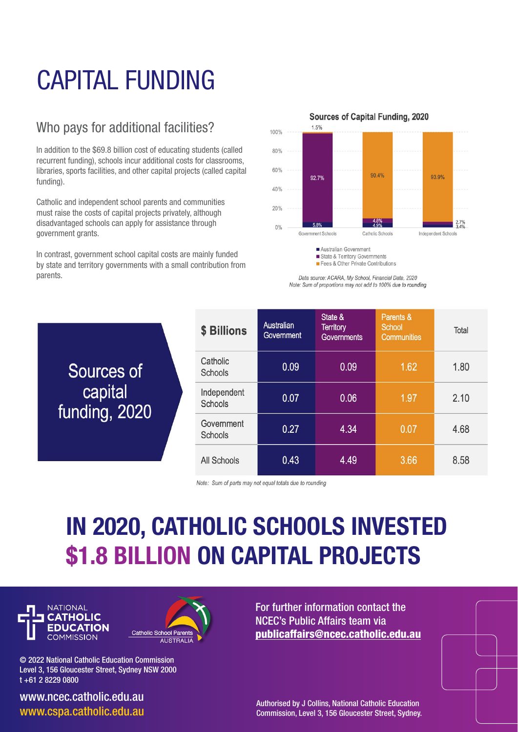# CAPITAL FUNDING

## Who pays for additional facilities?

In addition to the $69.8 billion cost of educating students (called recurrent funding), schools incur additional costs for classrooms, libraries, sports facilities, and other capital projects (called capital funding).

Catholic and independent school parents and communities must raise the costs of capital projects privately, although disadvantaged schools can apply for assistance through government grants.

In contrast, government school capital costs are mainly funded by state and territory governments with a small contribution from parents.

**Sources of Capital Funding, 2020**

100%
80%
60%
40%
20%
0%

1.5%
92.7%
5.8%
Government Schools

90.4%
4.8%
4.9%
Catholic Schools

93.9%
2.7%
3.4%
Independent Schools

Australian Government
State & Territory Governments
Fees & Other Private Contributions

*Data source: ACARA, My School, Financial Data, 2020*
*Note: Sum of proportions may not add to 100% due to rounding*

## Sources of capital funding, 2020

| $ Billions | Australian Government | State & Territory Governments | Parents & School Communities | Total |
|---|---|---|---|---|
| Catholic Schools | 0.09 | 0.09 | 1.62 | 1.80 |
| Independent Schools | 0.07 | 0.06 | 1.97 | 2.10 |
| Government Schools | 0.27 | 4.34 | 0.07 | 4.68 |
| All Schools | 0.43 | 4.49 | 3.66 | 8.58 |

*Note: Sum of parts may not equal totals due to rounding*

# IN 2020, CATHOLIC SCHOOLS INVESTED $1.8 BILLION ON CAPITAL PROJECTS

NATIONAL CATHOLIC EDUCATION COMMISSION

Catholic School Parents AUSTRALIA

© 2022 National Catholic Education Commission
Level 3, 156 Gloucester Street, Sydney NSW 2000
t +61 2 8229 0800

www.ncec.catholic.edu.au
www.cspa.catholic.edu.au

For further information contact the NCEC's Public Affairs team via **publicaffairs@ncec.catholic.edu.au**

Authorised by J Collins, National Catholic Education Commission, Level 3, 156 Gloucester Street, Sydney.